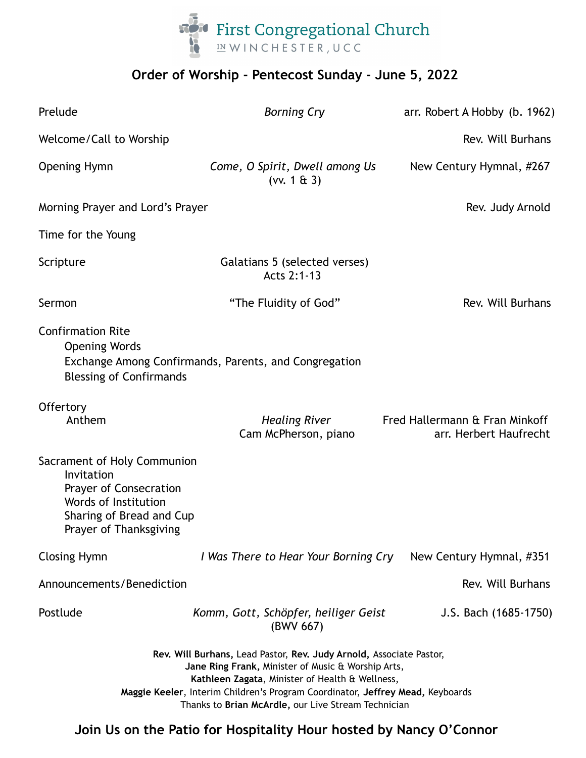First Congregational Church
IN WINCHESTER, UCC

## Order of Worship - Pentecost Sunday - June 5, 2022

Prelude — *Borning Cry* — arr. Robert A Hobby (b. 1962)

Welcome/Call to Worship — Rev. Will Burhans

Opening Hymn — *Come, O Spirit, Dwell among Us* (vv. 1 & 3) — New Century Hymnal, #267

Morning Prayer and Lord's Prayer — Rev. Judy Arnold

Time for the Young

Scripture — Galatians 5 (selected verses)
Acts 2:1-13

Sermon — "The Fluidity of God" — Rev. Will Burhans

Confirmation Rite
- Opening Words
- Exchange Among Confirmands, Parents, and Congregation
- Blessing of Confirmands

Offertory
- Anthem — *Healing River* — Fred Hallermann & Fran Minkoff, arr. Herbert Haufrecht
  Cam McPherson, piano

Sacrament of Holy Communion
- Invitation
- Prayer of Consecration
- Words of Institution
- Sharing of Bread and Cup
- Prayer of Thanksgiving

Closing Hymn — *I Was There to Hear Your Borning Cry* — New Century Hymnal, #351

Announcements/Benediction — Rev. Will Burhans

Postlude — *Komm, Gott, Schöpfer, heiliger Geist* (BWV 667) — J.S. Bach (1685-1750)

**Rev. Will Burhans,** Lead Pastor, **Rev. Judy Arnold,** Associate Pastor,
**Jane Ring Frank,** Minister of Music & Worship Arts,
**Kathleen Zagata**, Minister of Health & Wellness,
**Maggie Keeler**, Interim Children's Program Coordinator, **Jeffrey Mead,** Keyboards
Thanks to **Brian McArdle,** our Live Stream Technician

**Join Us on the Patio for Hospitality Hour hosted by Nancy O'Connor**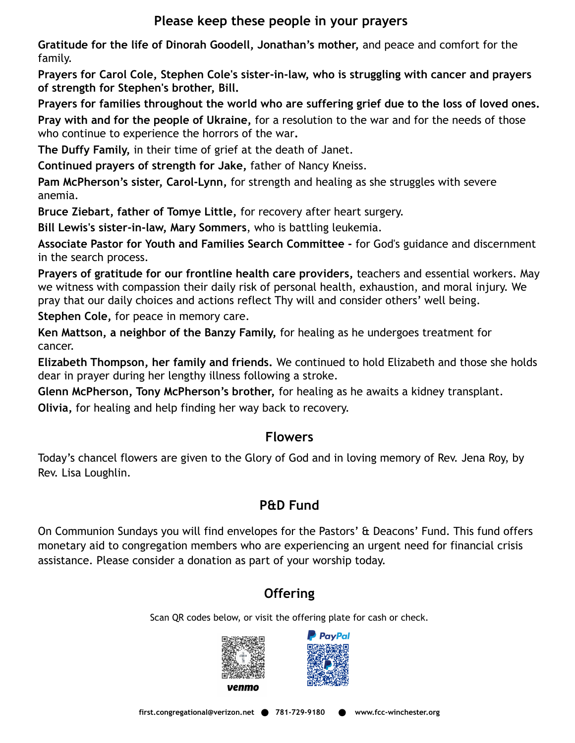## Please keep these people in your prayers

**Gratitude for the life of Dinorah Goodell, Jonathan's mother,** and peace and comfort for the family.

**Prayers for Carol Cole, Stephen Cole's sister-in-law, who is struggling with cancer and prayers of strength for Stephen's brother, Bill.**

**Prayers for families throughout the world who are suffering grief due to the loss of loved ones.**

**Pray with and for the people of Ukraine,** for a resolution to the war and for the needs of those who continue to experience the horrors of the war**.**

**The Duffy Family,** in their time of grief at the death of Janet.

**Continued prayers of strength for Jake,** father of Nancy Kneiss.

**Pam McPherson's sister, Carol-Lynn,** for strength and healing as she struggles with severe anemia.

**Bruce Ziebart, father of Tomye Little,** for recovery after heart surgery.

**Bill Lewis's sister-in-law, Mary Sommers**, who is battling leukemia.

**Associate Pastor for Youth and Families Search Committee -** for God's guidance and discernment in the search process.

**Prayers of gratitude for our frontline health care providers,** teachers and essential workers. May we witness with compassion their daily risk of personal health, exhaustion, and moral injury. We pray that our daily choices and actions reflect Thy will and consider others' well being.

**Stephen Cole,** for peace in memory care.

**Ken Mattson, a neighbor of the Banzy Family,** for healing as he undergoes treatment for cancer.

**Elizabeth Thompson, her family and friends.** We continued to hold Elizabeth and those she holds dear in prayer during her lengthy illness following a stroke.

**Glenn McPherson, Tony McPherson's brother,** for healing as he awaits a kidney transplant.

**Olivia,** for healing and help finding her way back to recovery.

## Flowers

Today's chancel flowers are given to the Glory of God and in loving memory of Rev. Jena Roy, by Rev. Lisa Loughlin.

## P&D Fund

On Communion Sundays you will find envelopes for the Pastors' & Deacons' Fund. This fund offers monetary aid to congregation members who are experiencing an urgent need for financial crisis assistance. Please consider a donation as part of your worship today.

## Offering

Scan QR codes below, or visit the offering plate for cash or check.

venmo

PayPal

first.congregational@verizon.net ● 781-729-9180 ● www.fcc-winchester.org